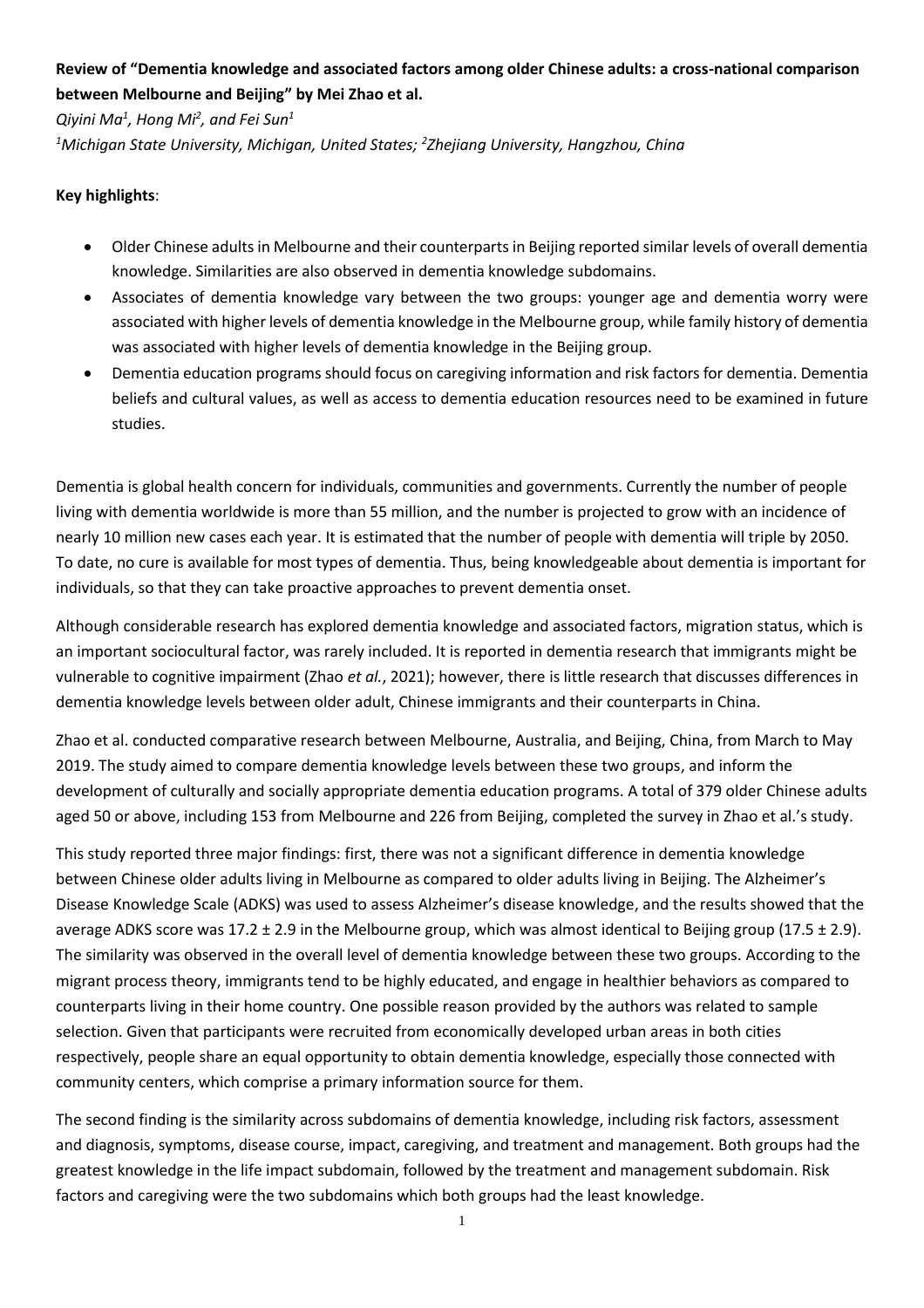**Review of "Dementia knowledge and associated factors among older Chinese adults: a cross-national comparison between Melbourne and Beijing" by Mei Zhao et al.**

*Qiyini Ma[1], Hong Mi[2], and Fei Sun[1]*

*[1]Michigan State University, Michigan, United States; [2]Zhejiang University, Hangzhou, China*

**Key highlights**:

- Older Chinese adults in Melbourne and their counterparts in Beijing reported similar levels of overall dementia knowledge. Similarities are also observed in dementia knowledge subdomains.
- Associates of dementia knowledge vary between the two groups: younger age and dementia worry were associated with higher levels of dementia knowledge in the Melbourne group, while family history of dementia was associated with higher levels of dementia knowledge in the Beijing group.
- Dementia education programs should focus on caregiving information and risk factors for dementia. Dementia beliefs and cultural values, as well as access to dementia education resources need to be examined in future studies.

Dementia is global health concern for individuals, communities and governments. Currently the number of people living with dementia worldwide is more than 55 million, and the number is projected to grow with an incidence of nearly 10 million new cases each year. It is estimated that the number of people with dementia will triple by 2050. To date, no cure is available for most types of dementia. Thus, being knowledgeable about dementia is important for individuals, so that they can take proactive approaches to prevent dementia onset.

Although considerable research has explored dementia knowledge and associated factors, migration status, which is an important sociocultural factor, was rarely included. It is reported in dementia research that immigrants might be vulnerable to cognitive impairment (Zhao *et al.*, 2021); however, there is little research that discusses differences in dementia knowledge levels between older adult, Chinese immigrants and their counterparts in China.

Zhao et al. conducted comparative research between Melbourne, Australia, and Beijing, China, from March to May 2019. The study aimed to compare dementia knowledge levels between these two groups, and inform the development of culturally and socially appropriate dementia education programs. A total of 379 older Chinese adults aged 50 or above, including 153 from Melbourne and 226 from Beijing, completed the survey in Zhao et al.'s study.

This study reported three major findings: first, there was not a significant difference in dementia knowledge between Chinese older adults living in Melbourne as compared to older adults living in Beijing. The Alzheimer's Disease Knowledge Scale (ADKS) was used to assess Alzheimer's disease knowledge, and the results showed that the average ADKS score was 17.2 ± 2.9 in the Melbourne group, which was almost identical to Beijing group (17.5 ± 2.9). The similarity was observed in the overall level of dementia knowledge between these two groups. According to the migrant process theory, immigrants tend to be highly educated, and engage in healthier behaviors as compared to counterparts living in their home country. One possible reason provided by the authors was related to sample selection. Given that participants were recruited from economically developed urban areas in both cities respectively, people share an equal opportunity to obtain dementia knowledge, especially those connected with community centers, which comprise a primary information source for them.

The second finding is the similarity across subdomains of dementia knowledge, including risk factors, assessment and diagnosis, symptoms, disease course, impact, caregiving, and treatment and management. Both groups had the greatest knowledge in the life impact subdomain, followed by the treatment and management subdomain. Risk factors and caregiving were the two subdomains which both groups had the least knowledge.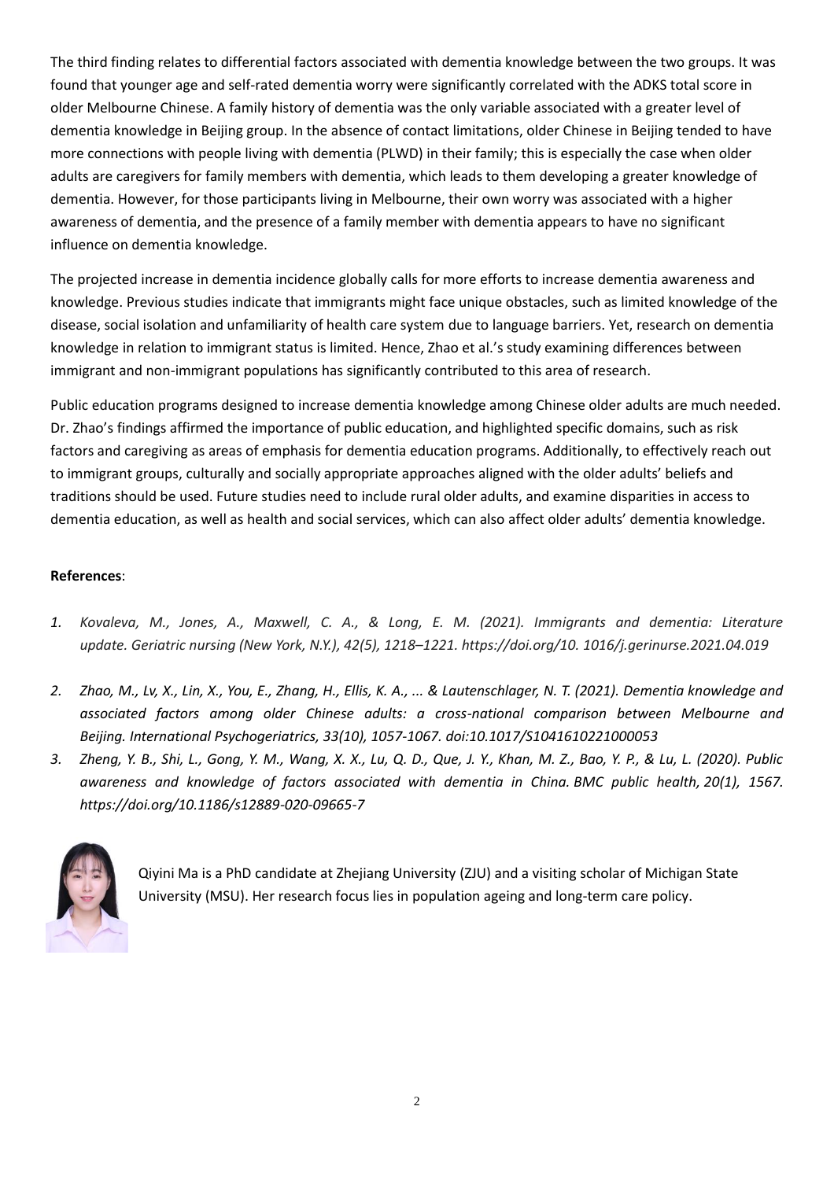The third finding relates to differential factors associated with dementia knowledge between the two groups. It was found that younger age and self-rated dementia worry were significantly correlated with the ADKS total score in older Melbourne Chinese. A family history of dementia was the only variable associated with a greater level of dementia knowledge in Beijing group. In the absence of contact limitations, older Chinese in Beijing tended to have more connections with people living with dementia (PLWD) in their family; this is especially the case when older adults are caregivers for family members with dementia, which leads to them developing a greater knowledge of dementia. However, for those participants living in Melbourne, their own worry was associated with a higher awareness of dementia, and the presence of a family member with dementia appears to have no significant influence on dementia knowledge.

The projected increase in dementia incidence globally calls for more efforts to increase dementia awareness and knowledge. Previous studies indicate that immigrants might face unique obstacles, such as limited knowledge of the disease, social isolation and unfamiliarity of health care system due to language barriers. Yet, research on dementia knowledge in relation to immigrant status is limited. Hence, Zhao et al.'s study examining differences between immigrant and non-immigrant populations has significantly contributed to this area of research.

Public education programs designed to increase dementia knowledge among Chinese older adults are much needed. Dr. Zhao's findings affirmed the importance of public education, and highlighted specific domains, such as risk factors and caregiving as areas of emphasis for dementia education programs. Additionally, to effectively reach out to immigrant groups, culturally and socially appropriate approaches aligned with the older adults' beliefs and traditions should be used. Future studies need to include rural older adults, and examine disparities in access to dementia education, as well as health and social services, which can also affect older adults' dementia knowledge.

**References**:

1. *Kovaleva, M., Jones, A., Maxwell, C. A., & Long, E. M. (2021). Immigrants and dementia: Literature update. Geriatric nursing (New York, N.Y.), 42(5), 1218–1221. https://doi.org/10. 1016/j.gerinurse.2021.04.019*
2. *Zhao, M., Lv, X., Lin, X., You, E., Zhang, H., Ellis, K. A., ... & Lautenschlager, N. T. (2021). Dementia knowledge and associated factors among older Chinese adults: a cross-national comparison between Melbourne and Beijing. International Psychogeriatrics, 33(10), 1057-1067. doi:10.1017/S1041610221000053*
3. *Zheng, Y. B., Shi, L., Gong, Y. M., Wang, X. X., Lu, Q. D., Que, J. Y., Khan, M. Z., Bao, Y. P., & Lu, L. (2020). Public awareness and knowledge of factors associated with dementia in China. BMC public health, 20(1), 1567. https://doi.org/10.1186/s12889-020-09665-7*

Qiyini Ma is a PhD candidate at Zhejiang University (ZJU) and a visiting scholar of Michigan State University (MSU). Her research focus lies in population ageing and long-term care policy.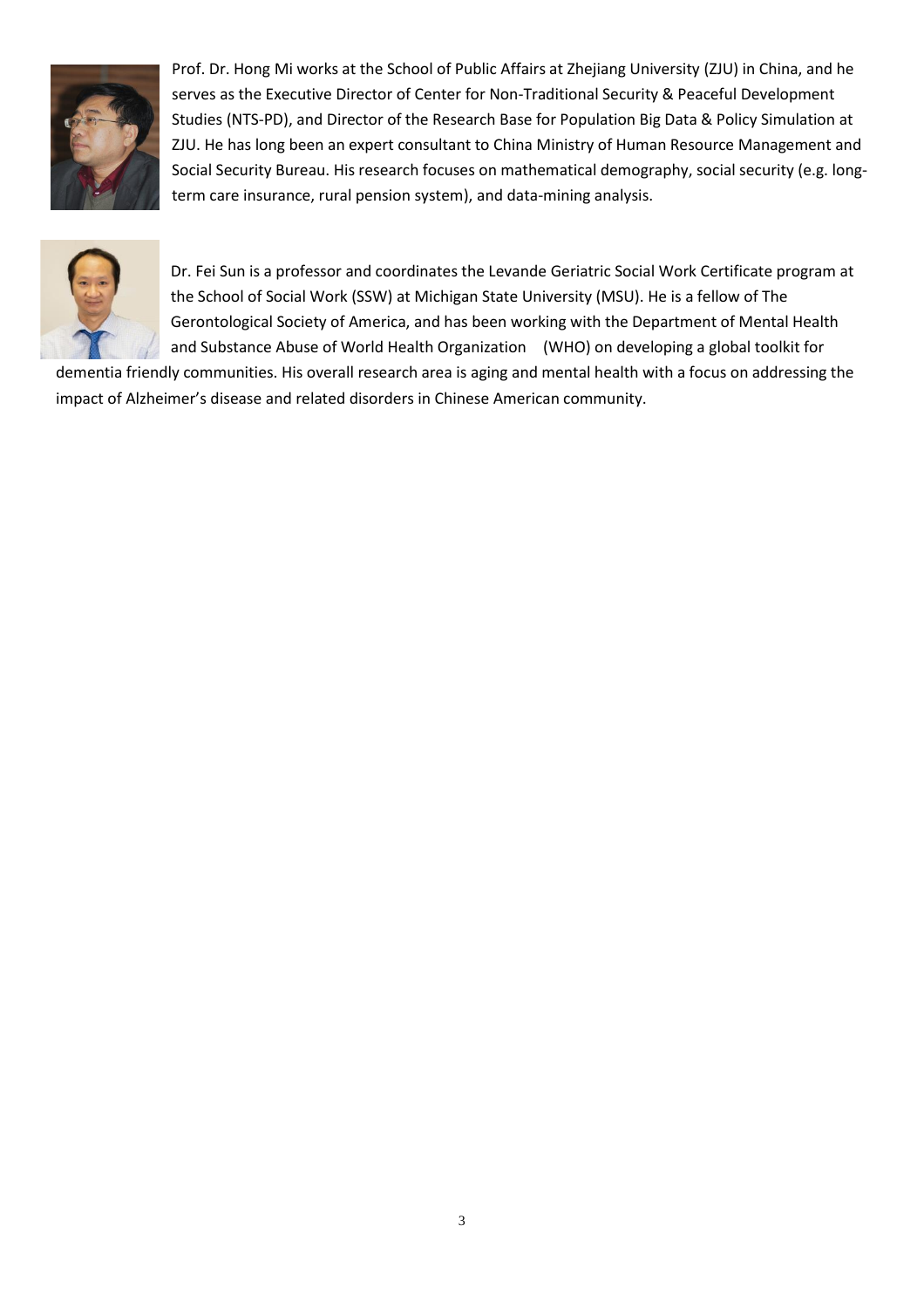Prof. Dr. Hong Mi works at the School of Public Affairs at Zhejiang University (ZJU) in China, and he serves as the Executive Director of Center for Non-Traditional Security & Peaceful Development Studies (NTS-PD), and Director of the Research Base for Population Big Data & Policy Simulation at ZJU. He has long been an expert consultant to China Ministry of Human Resource Management and Social Security Bureau. His research focuses on mathematical demography, social security (e.g. long-term care insurance, rural pension system), and data-mining analysis.

Dr. Fei Sun is a professor and coordinates the Levande Geriatric Social Work Certificate program at the School of Social Work (SSW) at Michigan State University (MSU). He is a fellow of The Gerontological Society of America, and has been working with the Department of Mental Health and Substance Abuse of World Health Organization (WHO) on developing a global toolkit for dementia friendly communities. His overall research area is aging and mental health with a focus on addressing the impact of Alzheimer's disease and related disorders in Chinese American community.